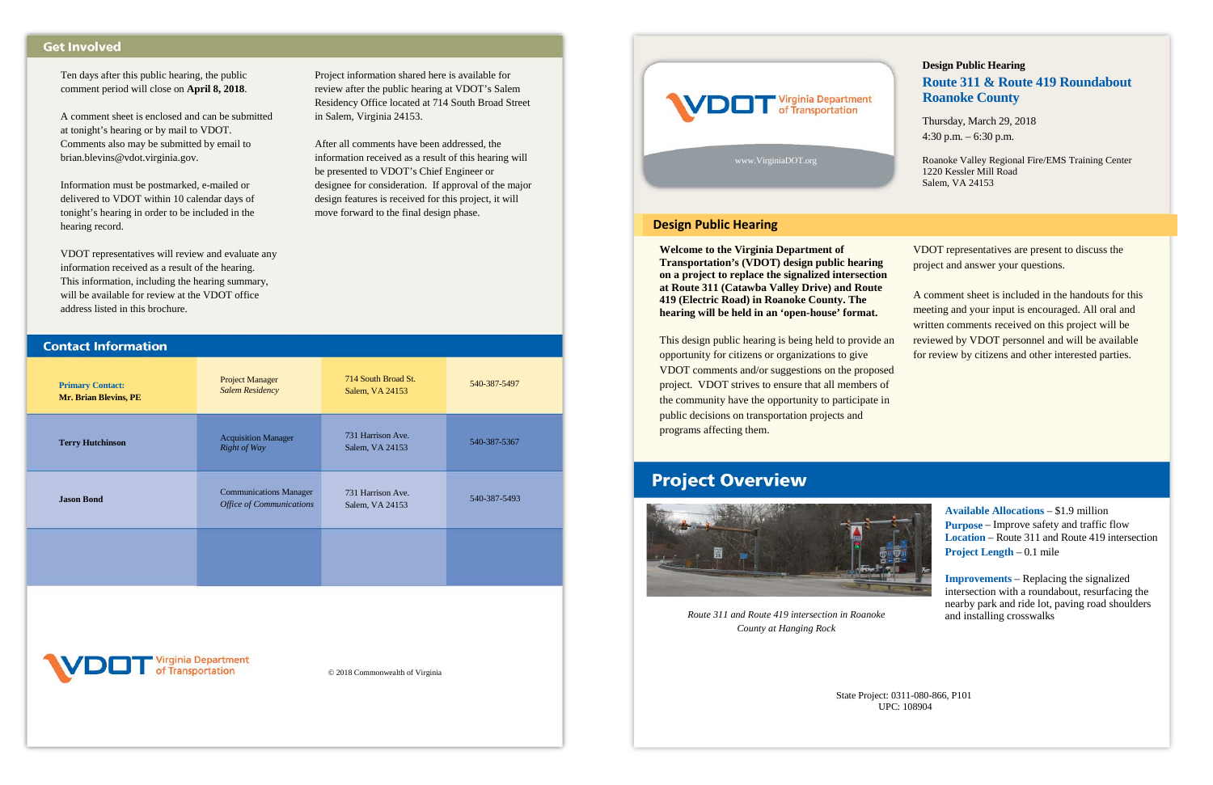## Get Involved

Ten days after this public hearing, the public comment period will close on **April 8, 2018**.

A comment sheet is enclosed and can be submitted at tonight's hearing or by mail to VDOT. Comments also may be submitted by email to brian.blevins@vdot.virginia.gov.

Information must be postmarked, e-mailed or delivered to VDOT within 10 calendar days of tonight's hearing in order to be included in the hearing record.

VDOT representatives will review and evaluate any information received as a result of the hearing. This information, including the hearing summary, will be available for review at the VDOT office address listed in this brochure.

Project information shared here is available for review after the public hearing at VDOT's Salem Residency Office located at 714 South Broad Street in Salem, Virginia 24153.

After all comments have been addressed, the information received as a result of this hearing will be presented to VDOT's Chief Engineer or designee for consideration. If approval of the major design features is received for this project, it will move forward to the final design phase.

## Contact Information

| | | | |
|---|---|---|---|
| **Primary Contact:** **Mr. Brian Blevins, PE** | Project Manager *Salem Residency* | 714 South Broad St. Salem, VA 24153 | 540-387-5497 |
| **Terry Hutchinson** | Acquisition Manager *Right of Way* | 731 Harrison Ave. Salem, VA 24153 | 540-387-5367 |
| **Jason Bond** | Communications Manager *Office of Communications* | 731 Harrison Ave. Salem, VA 24153 | 540-387-5493 |

VDOT Virginia Department of Transportation

© 2018 Commonwealth of Virginia

VDOT Virginia Department of Transportation

www.VirginiaDOT.org

**Design Public Hearing**

# Route 311 & Route 419 Roundabout Roanoke County

Thursday, March 29, 2018
4:30 p.m. – 6:30 p.m.

Roanoke Valley Regional Fire/EMS Training Center
1220 Kessler Mill Road
Salem, VA 24153

## Design Public Hearing

**Welcome to the Virginia Department of Transportation's (VDOT) design public hearing on a project to replace the signalized intersection at Route 311 (Catawba Valley Drive) and Route 419 (Electric Road) in Roanoke County. The hearing will be held in an 'open-house' format.**

This design public hearing is being held to provide an opportunity for citizens or organizations to give VDOT comments and/or suggestions on the proposed project. VDOT strives to ensure that all members of the community have the opportunity to participate in public decisions on transportation projects and programs affecting them.

VDOT representatives are present to discuss the project and answer your questions.

A comment sheet is included in the handouts for this meeting and your input is encouraged. All oral and written comments received on this project will be reviewed by VDOT personnel and will be available for review by citizens and other interested parties.

## Project Overview

*Route 311 and Route 419 intersection in Roanoke County at Hanging Rock*

**Available Allocations** – $1.9 million
**Purpose** – Improve safety and traffic flow
**Location** – Route 311 and Route 419 intersection
**Project Length** – 0.1 mile

**Improvements** – Replacing the signalized intersection with a roundabout, resurfacing the nearby park and ride lot, paving road shoulders and installing crosswalks

State Project: 0311-080-866, P101
UPC: 108904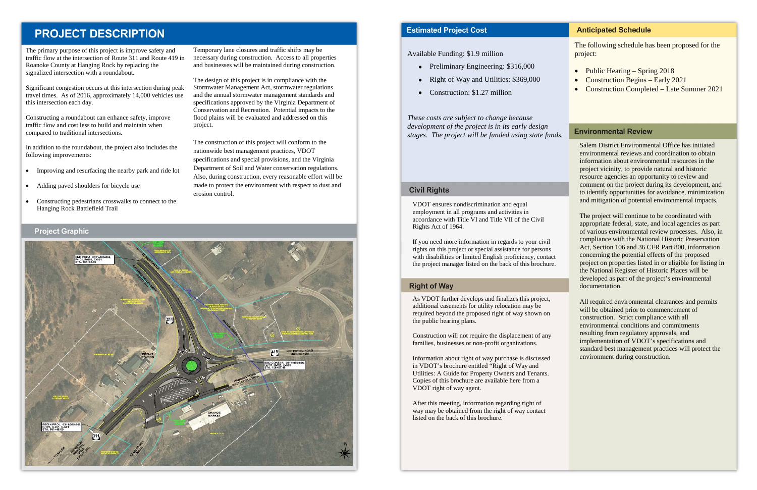# PROJECT DESCRIPTION

The primary purpose of this project is improve safety and traffic flow at the intersection of Route 311 and Route 419 in Roanoke County at Hanging Rock by replacing the signalized intersection with a roundabout.

Significant congestion occurs at this intersection during peak travel times. As of 2016, approximately 14,000 vehicles use this intersection each day.

Constructing a roundabout can enhance safety, improve traffic flow and cost less to build and maintain when compared to traditional intersections.

In addition to the roundabout, the project also includes the following improvements:

- Improving and resurfacing the nearby park and ride lot
- Adding paved shoulders for bicycle use
- Constructing pedestrians crosswalks to connect to the Hanging Rock Battlefield Trail

Temporary lane closures and traffic shifts may be necessary during construction. Access to all properties and businesses will be maintained during construction.

The design of this project is in compliance with the Stormwater Management Act, stormwater regulations and the annual stormwater management standards and specifications approved by the Virginia Department of Conservation and Recreation. Potential impacts to the flood plains will be evaluated and addressed on this project.

The construction of this project will conform to the nationwide best management practices, VDOT specifications and special provisions, and the Virginia Department of Soil and Water conservation regulations. Also, during construction, every reasonable effort will be made to protect the environment with respect to dust and erosion control.

## Project Graphic

END PROJ. 0311-080-866, R-201, C-501
STA. 106+95.30

TO NEW CASTLE

CATAWBA VALLEY DRIVE (ROUTE 311)

311

419

N ELECTRIC ROAD (ROUTE 419)

END CONSTR. 0311-080-866, R-201, C-501
STA. 106+67.45

EPIGAS STATION

HANGING ROCK BATTLEFIELD TRAIL

ORANGE MARKET

BEGIN PROJ. 0311-080-866, R-201, C-501
STA. 101+46.00

311

TO SALEM

THOMPSON MEMORIAL DRIVE (ROUTE 311)

N

## Estimated Project Cost

Available Funding: $1.9 million

- Preliminary Engineering: $316,000
- Right of Way and Utilities: $369,000
- Construction: $1.27 million

*These costs are subject to change because development of the project is in its early design stages. The project will be funded using state funds.*

## Civil Rights

VDOT ensures nondiscrimination and equal employment in all programs and activities in accordance with Title VI and Title VII of the Civil Rights Act of 1964.

If you need more information in regards to your civil rights on this project or special assistance for persons with disabilities or limited English proficiency, contact the project manager listed on the back of this brochure.

## Right of Way

As VDOT further develops and finalizes this project, additional easements for utility relocation may be required beyond the proposed right of way shown on the public hearing plans.

Construction will not require the displacement of any families, businesses or non-profit organizations.

Information about right of way purchase is discussed in VDOT's brochure entitled "Right of Way and Utilities: A Guide for Property Owners and Tenants. Copies of this brochure are available here from a VDOT right of way agent.

After this meeting, information regarding right of way may be obtained from the right of way contact listed on the back of this brochure.

## Anticipated Schedule

The following schedule has been proposed for the project:

- Public Hearing – Spring 2018
- Construction Begins – Early 2021
- Construction Completed – Late Summer 2021

## Environmental Review

Salem District Environmental Office has initiated environmental reviews and coordination to obtain information about environmental resources in the project vicinity, to provide natural and historic resource agencies an opportunity to review and comment on the project during its development, and to identify opportunities for avoidance, minimization and mitigation of potential environmental impacts.

The project will continue to be coordinated with appropriate federal, state, and local agencies as part of various environmental review processes. Also, in compliance with the National Historic Preservation Act, Section 106 and 36 CFR Part 800, information concerning the potential effects of the proposed project on properties listed in or eligible for listing in the National Register of Historic Places will be developed as part of the project's environmental documentation.

All required environmental clearances and permits will be obtained prior to commencement of construction. Strict compliance with all environmental conditions and commitments resulting from regulatory approvals, and implementation of VDOT's specifications and standard best management practices will protect the environment during construction.